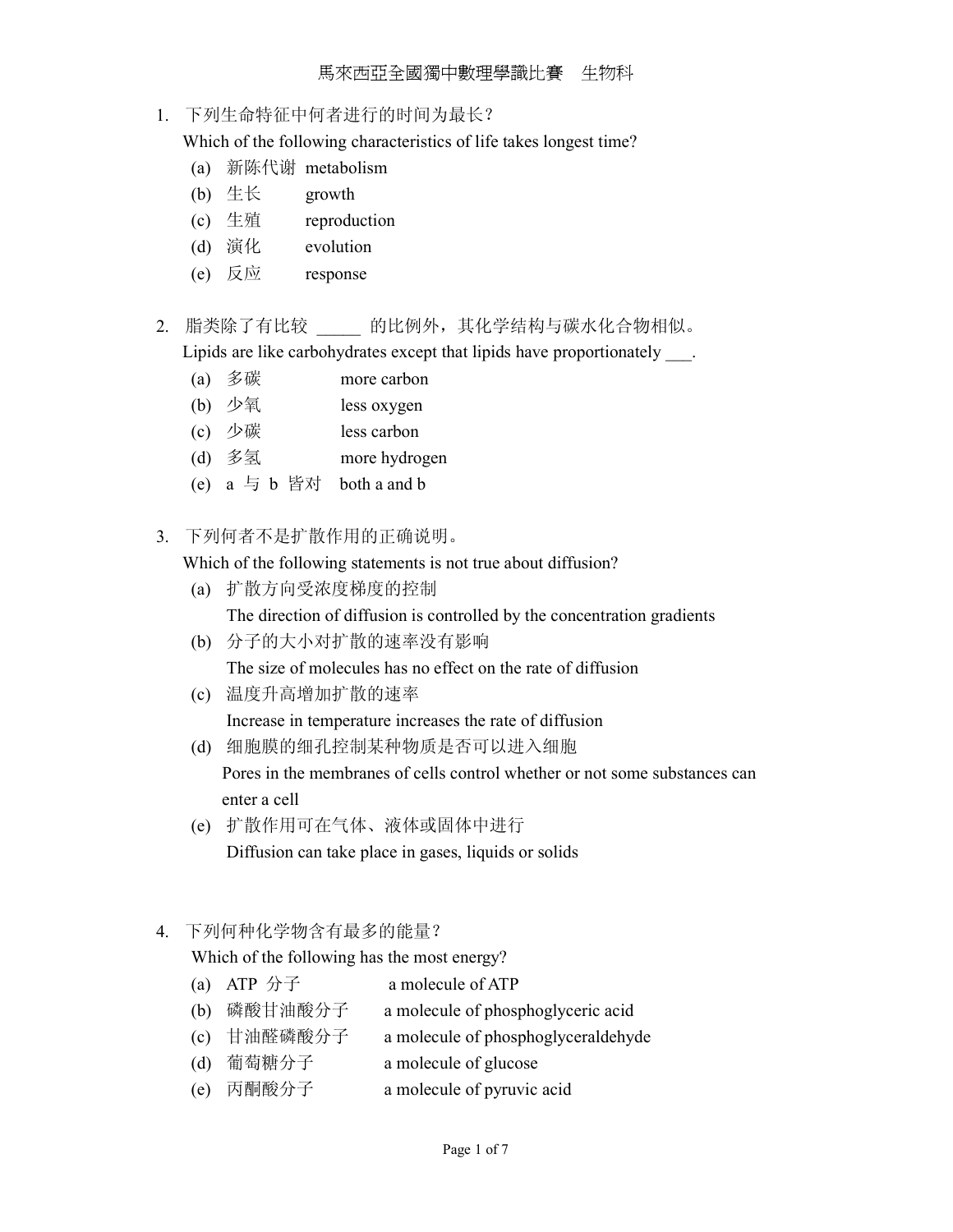# 馬來西亞全國獨中數理學識比賽　生物科

1. 下列生命特征中何者进行的时间为最长？
   Which of the following characteristics of life takes longest time?
   (a) 新陈代谢 metabolism
   (b) 生长 growth
   (c) 生殖 reproduction
   (d) 演化 evolution
   (e) 反应 response

2. 脂类除了有比较 _____ 的比例外，其化学结构与碳水化合物相似。
   Lipids are like carbohydrates except that lipids have proportionately ___.
   (a) 多碳 more carbon
   (b) 少氧 less oxygen
   (c) 少碳 less carbon
   (d) 多氢 more hydrogen
   (e) a 与 b 皆对 both a and b

3. 下列何者不是扩散作用的正确说明。
   Which of the following statements is not true about diffusion?
   (a) 扩散方向受浓度梯度的控制
   The direction of diffusion is controlled by the concentration gradients
   (b) 分子的大小对扩散的速率没有影响
   The size of molecules has no effect on the rate of diffusion
   (c) 温度升高增加扩散的速率
   Increase in temperature increases the rate of diffusion
   (d) 细胞膜的细孔控制某种物质是否可以进入细胞
   Pores in the membranes of cells control whether or not some substances can enter a cell
   (e) 扩散作用可在气体、液体或固体中进行
   Diffusion can take place in gases, liquids or solids

4. 下列何种化学物含有最多的能量？
   Which of the following has the most energy?
   (a) ATP 分子 a molecule of ATP
   (b) 磷酸甘油酸分子 a molecule of phosphoglyceric acid
   (c) 甘油醛磷酸分子 a molecule of phosphoglyceraldehyde
   (d) 葡萄糖分子 a molecule of glucose
   (e) 丙酮酸分子 a molecule of pyruvic acid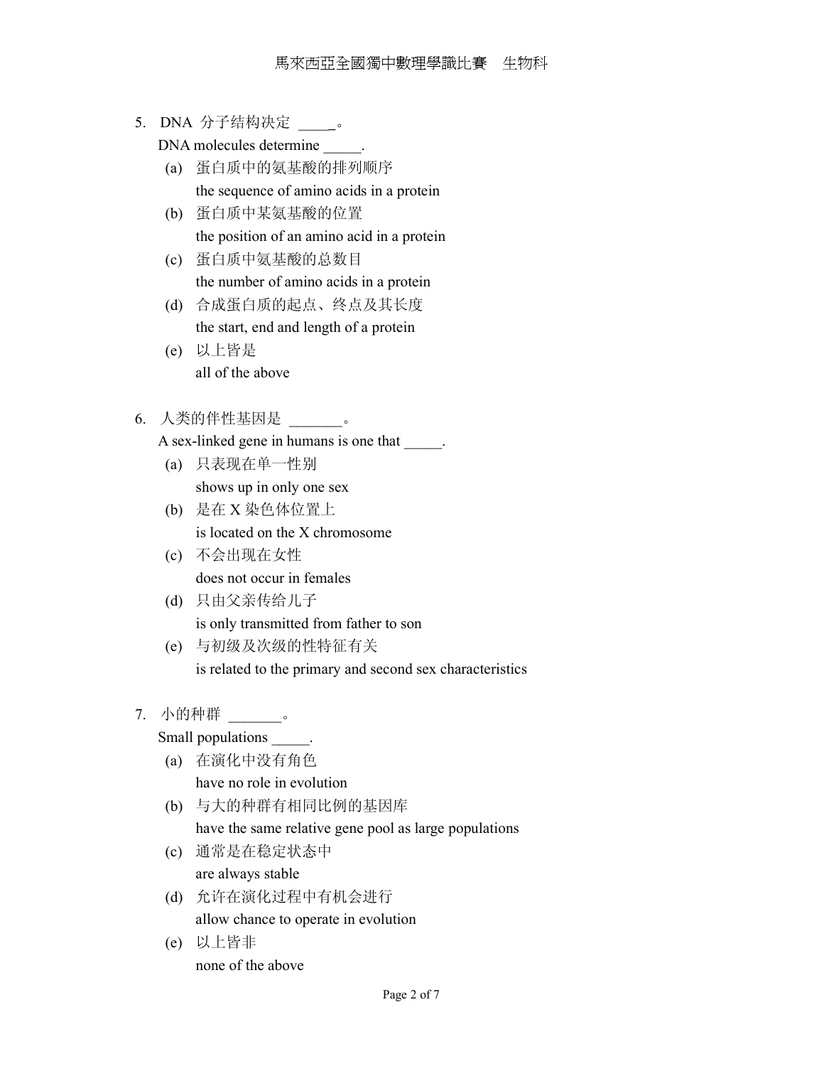5. DNA 分子结构决定 _____。
   DNA molecules determine _____.
   (a) 蛋白质中的氨基酸的排列顺序
       the sequence of amino acids in a protein
   (b) 蛋白质中某氨基酸的位置
       the position of an amino acid in a protein
   (c) 蛋白质中氨基酸的总数目
       the number of amino acids in a protein
   (d) 合成蛋白质的起点、终点及其长度
       the start, end and length of a protein
   (e) 以上皆是
       all of the above

6. 人类的伴性基因是 _______。
   A sex-linked gene in humans is one that _____.
   (a) 只表现在单一性别
       shows up in only one sex
   (b) 是在 X 染色体位置上
       is located on the X chromosome
   (c) 不会出现在女性
       does not occur in females
   (d) 只由父亲传给儿子
       is only transmitted from father to son
   (e) 与初级及次级的性特征有关
       is related to the primary and second sex characteristics

7. 小的种群 _______。
   Small populations _____.
   (a) 在演化中没有角色
       have no role in evolution
   (b) 与大的种群有相同比例的基因库
       have the same relative gene pool as large populations
   (c) 通常是在稳定状态中
       are always stable
   (d) 允许在演化过程中有机会进行
       allow chance to operate in evolution
   (e) 以上皆非
       none of the above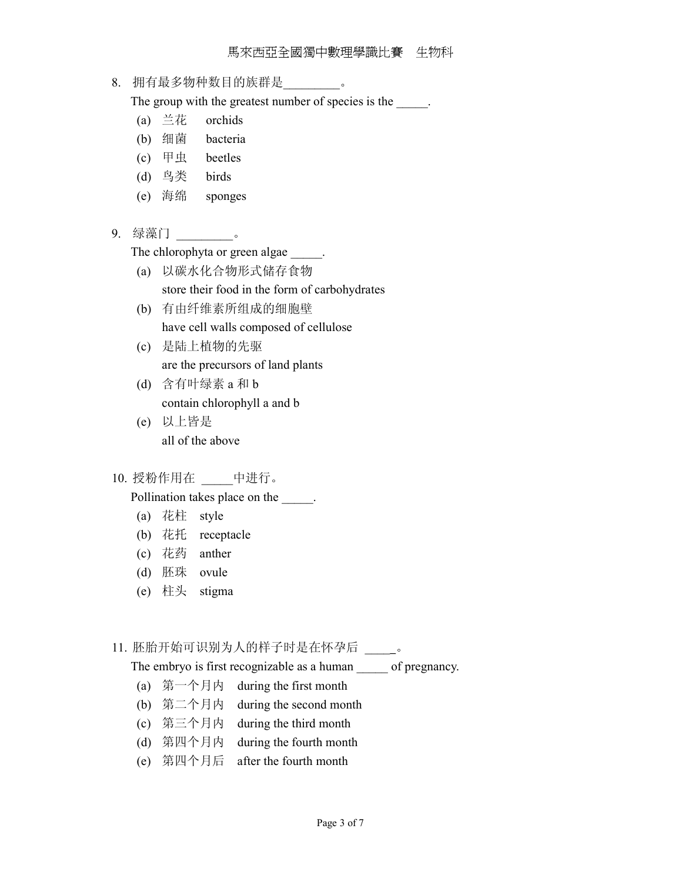8. 拥有最多物种数目的族群是_________。
   The group with the greatest number of species is the _____.
   (a) 兰花 orchids
   (b) 细菌 bacteria
   (c) 甲虫 beetles
   (d) 鸟类 birds
   (e) 海绵 sponges

9. 绿藻门 _________。
   The chlorophyta or green algae _____.
   (a) 以碳水化合物形式储存食物
   store their food in the form of carbohydrates
   (b) 有由纤维素所组成的细胞壁
   have cell walls composed of cellulose
   (c) 是陆上植物的先驱
   are the precursors of land plants
   (d) 含有叶绿素 a 和 b
   contain chlorophyll a and b
   (e) 以上皆是
   all of the above

10. 授粉作用在 _____中进行。
    Pollination takes place on the _____.
    (a) 花柱 style
    (b) 花托 receptacle
    (c) 花药 anther
    (d) 胚珠 ovule
    (e) 柱头 stigma

11. 胚胎开始可识别为人的样子时是在怀孕后 _____。
    The embryo is first recognizable as a human _____ of pregnancy.
    (a) 第一个月内 during the first month
    (b) 第二个月内 during the second month
    (c) 第三个月内 during the third month
    (d) 第四个月内 during the fourth month
    (e) 第四个月后 after the fourth month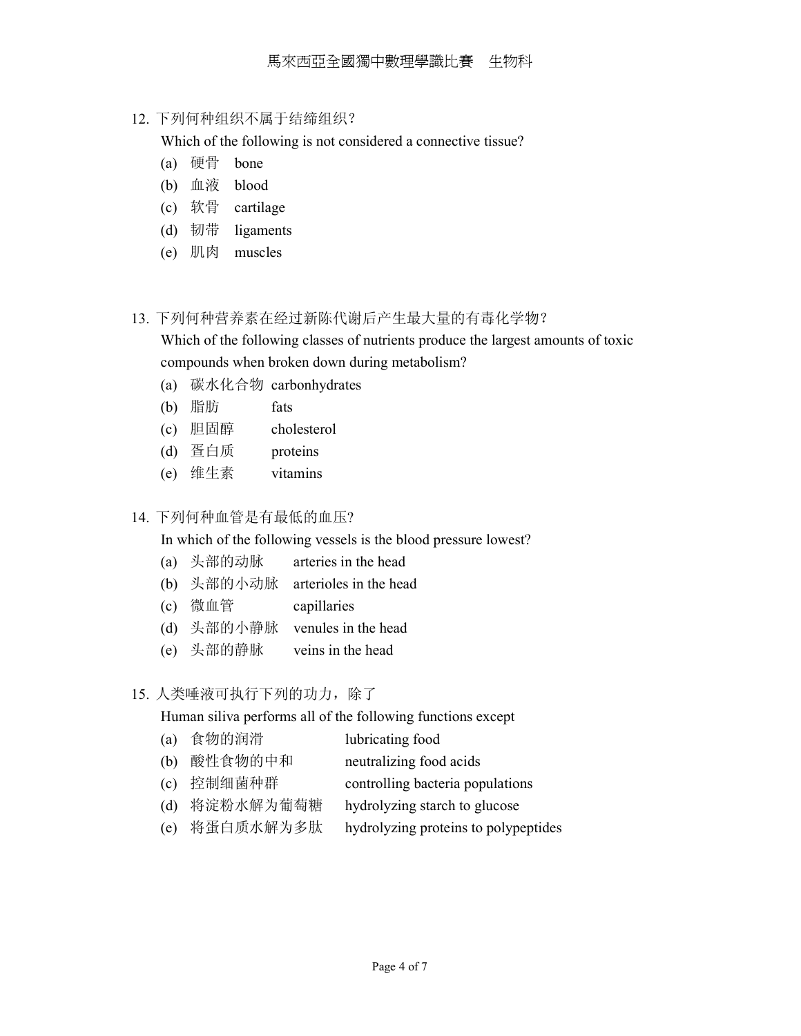12. 下列何种组织不属于结缔组织？

    Which of the following is not considered a connective tissue?

    (a) 硬骨 bone
    
    (b) 血液 blood
    
    (c) 软骨 cartilage
    
    (d) 韧带 ligaments
    
    (e) 肌肉 muscles

13. 下列何种营养素在经过新陈代谢后产生最大量的有毒化学物？

    Which of the following classes of nutrients produce the largest amounts of toxic compounds when broken down during metabolism?

    (a) 碳水化合物 carbonhydrates
    
    (b) 脂肪 fats
    
    (c) 胆固醇 cholesterol
    
    (d) 蛋白质 proteins
    
    (e) 维生素 vitamins

14. 下列何种血管是有最低的血压?

    In which of the following vessels is the blood pressure lowest?

    (a) 头部的动脉 arteries in the head
    
    (b) 头部的小动脉 arterioles in the head
    
    (c) 微血管 capillaries
    
    (d) 头部的小静脉 venules in the head
    
    (e) 头部的静脉 veins in the head

15. 人类唾液可执行下列的功力，除了

    Human siliva performs all of the following functions except

    (a) 食物的润滑 lubricating food
    
    (b) 酸性食物的中和 neutralizing food acids
    
    (c) 控制细菌种群 controlling bacteria populations
    
    (d) 将淀粉水解为葡萄糖 hydrolyzing starch to glucose
    
    (e) 将蛋白质水解为多肽 hydrolyzing proteins to polypeptides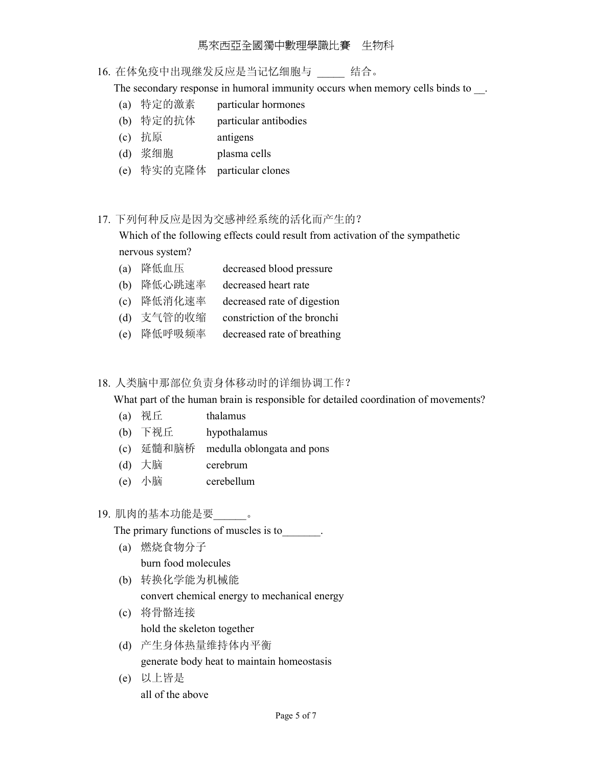16. 在体免疫中出现继发反应是当记忆细胞与 _____ 结合。
    The secondary response in humoral immunity occurs when memory cells binds to __.
    (a) 特定的激素　particular hormones
    (b) 特定的抗体　particular antibodies
    (c) 抗原　antigens
    (d) 浆细胞　plasma cells
    (e) 特实的克隆体　particular clones

17. 下列何种反应是因为交感神经系统的活化而产生的？
    Which of the following effects could result from activation of the sympathetic nervous system?
    (a) 降低血压　decreased blood pressure
    (b) 降低心跳速率　decreased heart rate
    (c) 降低消化速率　decreased rate of digestion
    (d) 支气管的收缩　constriction of the bronchi
    (e) 降低呼吸频率　decreased rate of breathing

18. 人类脑中那部位负责身体移动时的详细协调工作？
    What part of the human brain is responsible for detailed coordination of movements?
    (a) 视丘　thalamus
    (b) 下视丘　hypothalamus
    (c) 延髓和脑桥　medulla oblongata and pons
    (d) 大脑　cerebrum
    (e) 小脑　cerebellum

19. 肌肉的基本功能是要______。
    The primary functions of muscles is to_______.
    (a) 燃烧食物分子
        burn food molecules
    (b) 转换化学能为机械能
        convert chemical energy to mechanical energy
    (c) 将骨骼连接
        hold the skeleton together
    (d) 产生身体热量维持体内平衡
        generate body heat to maintain homeostasis
    (e) 以上皆是
        all of the above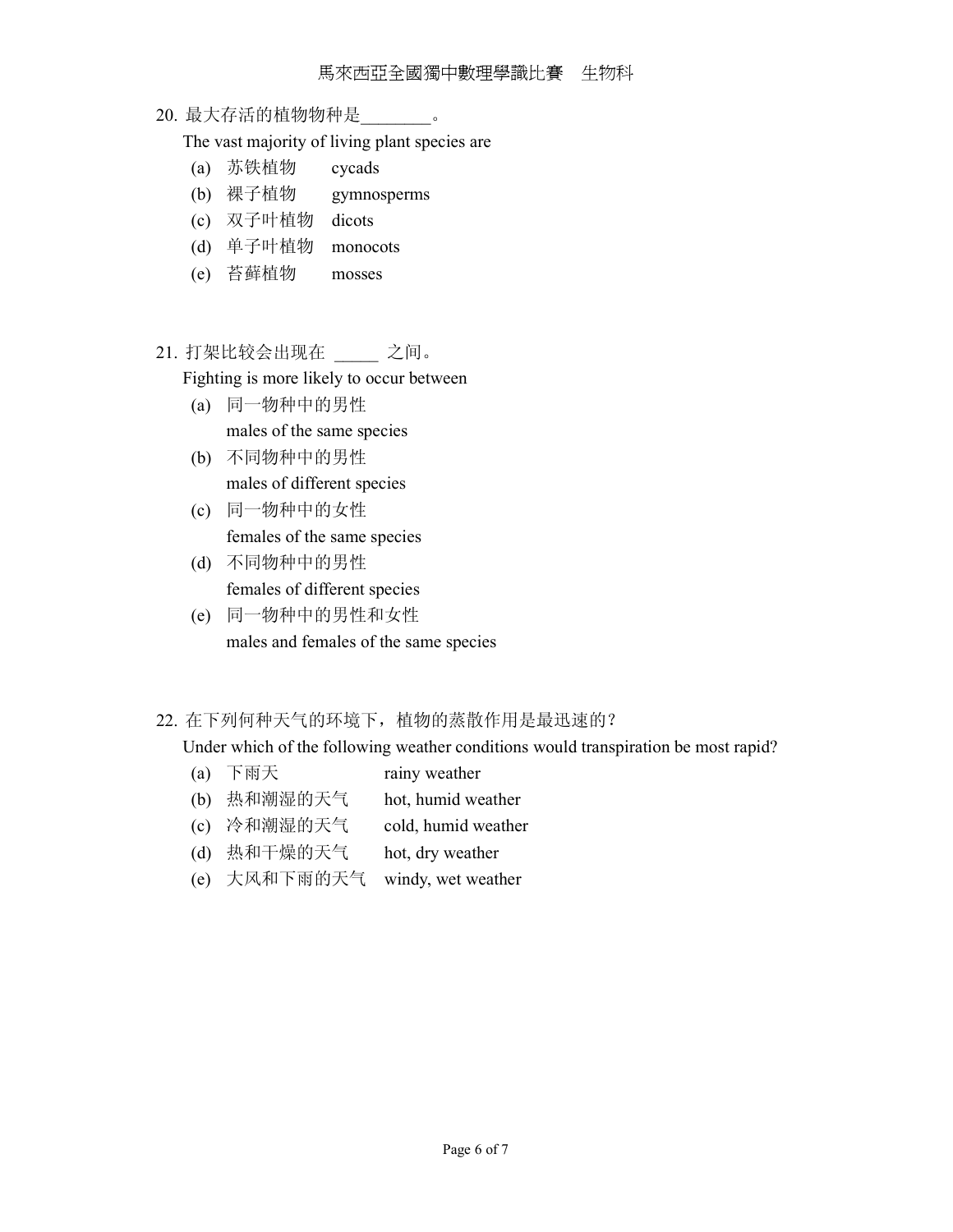20. 最大存活的植物物种是________。
    The vast majority of living plant species are
    (a) 苏铁植物　cycads
    (b) 裸子植物　gymnosperms
    (c) 双子叶植物　dicots
    (d) 单子叶植物　monocots
    (e) 苔藓植物　mosses

21. 打架比较会出现在 _____ 之间。
    Fighting is more likely to occur between
    (a) 同一物种中的男性
        males of the same species
    (b) 不同物种中的男性
        males of different species
    (c) 同一物种中的女性
        females of the same species
    (d) 不同物种中的男性
        females of different species
    (e) 同一物种中的男性和女性
        males and females of the same species

22. 在下列何种天气的环境下，植物的蒸散作用是最迅速的？
    Under which of the following weather conditions would transpiration be most rapid?
    (a) 下雨天　rainy weather
    (b) 热和潮湿的天气　hot, humid weather
    (c) 冷和潮湿的天气　cold, humid weather
    (d) 热和干燥的天气　hot, dry weather
    (e) 大风和下雨的天气　windy, wet weather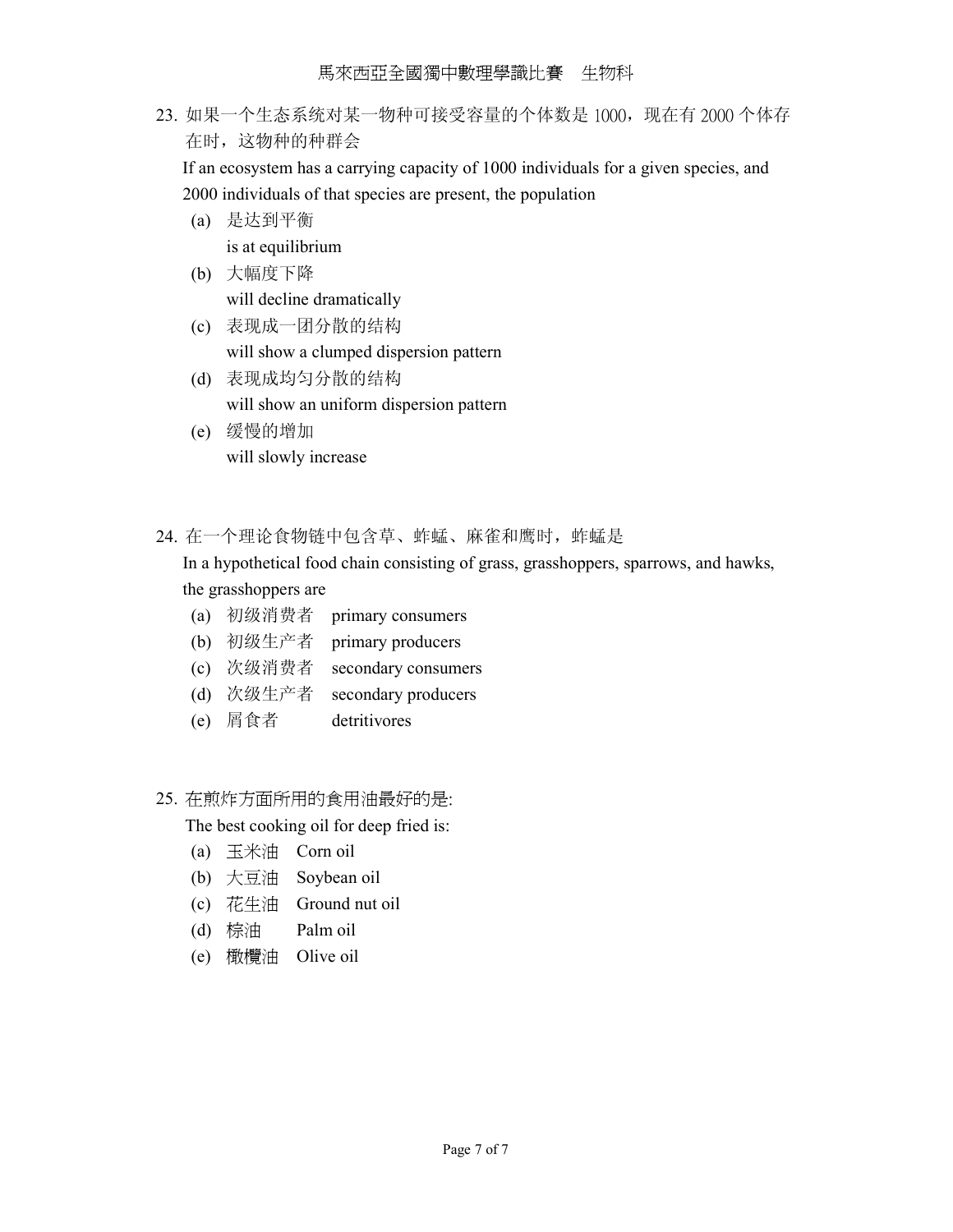23. 如果一个生态系统对某一物种可接受容量的个体数是 1000，现在有 2000 个体存在时，这物种的种群会

    If an ecosystem has a carrying capacity of 1000 individuals for a given species, and 2000 individuals of that species are present, the population

    (a) 是达到平衡
        is at equilibrium
    (b) 大幅度下降
        will decline dramatically
    (c) 表现成一团分散的结构
        will show a clumped dispersion pattern
    (d) 表现成均匀分散的结构
        will show an uniform dispersion pattern
    (e) 缓慢的增加
        will slowly increase

24. 在一个理论食物链中包含草、蚱蜢、麻雀和鹰时，蚱蜢是

    In a hypothetical food chain consisting of grass, grasshoppers, sparrows, and hawks, the grasshoppers are

    (a) 初级消费者 primary consumers
    (b) 初级生产者 primary producers
    (c) 次级消费者 secondary consumers
    (d) 次级生产者 secondary producers
    (e) 屑食者 detritivores

25. 在煎炸方面所用的食用油最好的是:

    The best cooking oil for deep fried is:

    (a) 玉米油 Corn oil
    (b) 大豆油 Soybean oil
    (c) 花生油 Ground nut oil
    (d) 棕油 Palm oil
    (e) 橄欖油 Olive oil